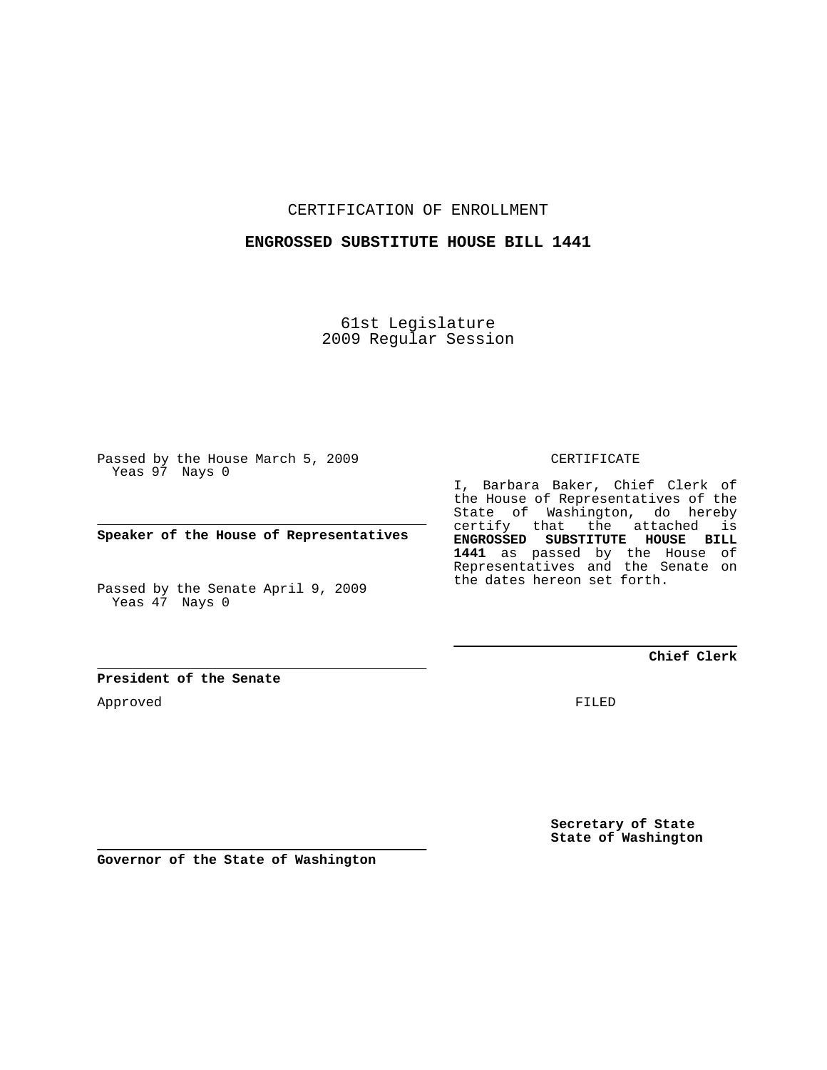CERTIFICATION OF ENROLLMENT

**ENGROSSED SUBSTITUTE HOUSE BILL 1441**

61st Legislature
2009 Regular Session

Passed by the House March 5, 2009
Yeas 97 Nays 0

**Speaker of the House of Representatives**

Passed by the Senate April 9, 2009
Yeas 47 Nays 0

**President of the Senate**

Approved

**Governor of the State of Washington**

CERTIFICATE

I, Barbara Baker, Chief Clerk of the House of Representatives of the State of Washington, do hereby certify that the attached is **ENGROSSED SUBSTITUTE HOUSE BILL 1441** as passed by the House of Representatives and the Senate on the dates hereon set forth.

**Chief Clerk**

FILED

**Secretary of State**
**State of Washington**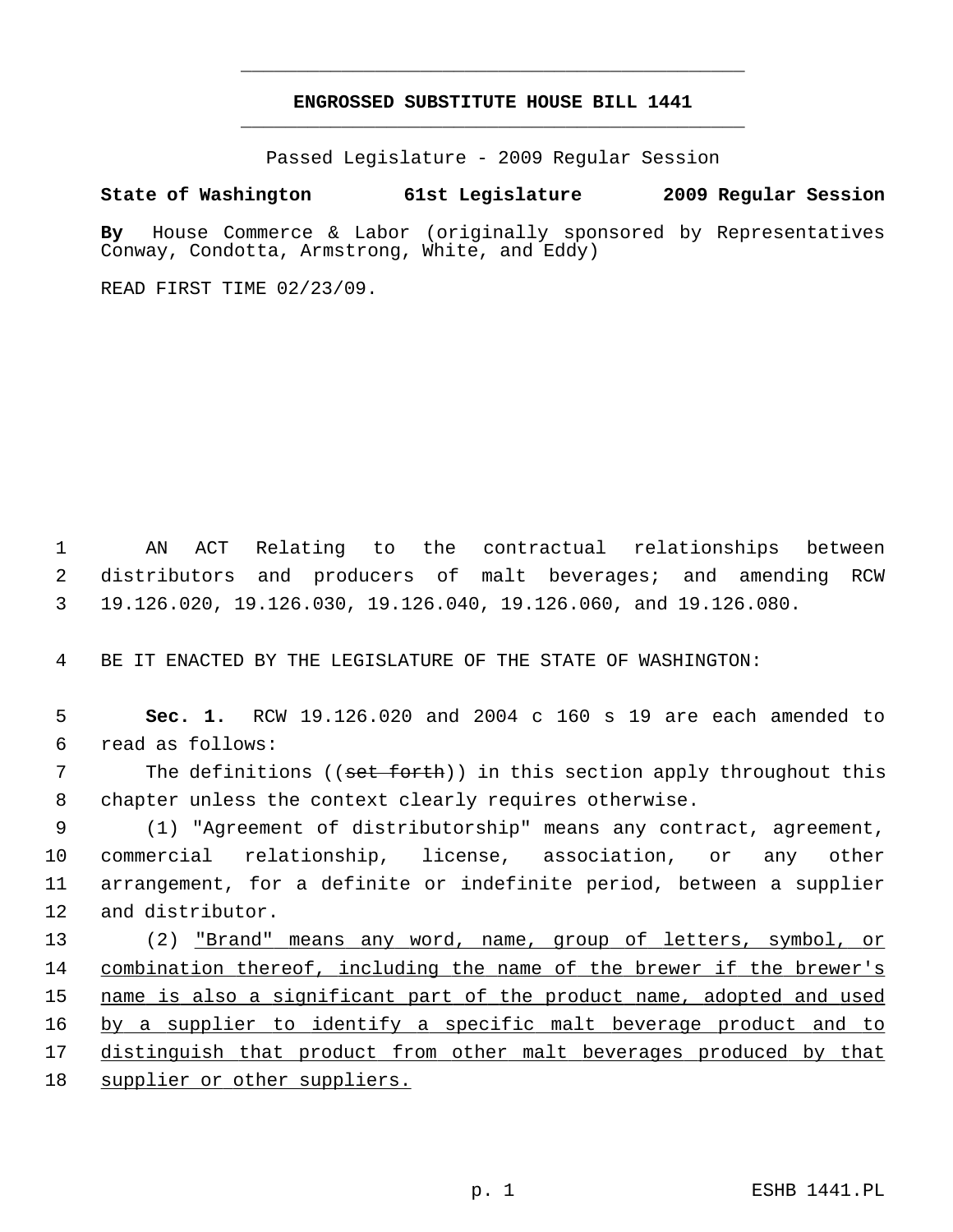# ENGROSSED SUBSTITUTE HOUSE BILL 1441

Passed Legislature - 2009 Regular Session

**State of Washington 61st Legislature 2009 Regular Session**

**By** House Commerce & Labor (originally sponsored by Representatives Conway, Condotta, Armstrong, White, and Eddy)

READ FIRST TIME 02/23/09.

AN ACT Relating to the contractual relationships between distributors and producers of malt beverages; and amending RCW 19.126.020, 19.126.030, 19.126.040, 19.126.060, and 19.126.080.

BE IT ENACTED BY THE LEGISLATURE OF THE STATE OF WASHINGTON:

**Sec. 1.** RCW 19.126.020 and 2004 c 160 s 19 are each amended to read as follows:

The definitions ((~~set forth~~)) in this section apply throughout this chapter unless the context clearly requires otherwise.

(1) "Agreement of distributorship" means any contract, agreement, commercial relationship, license, association, or any other arrangement, for a definite or indefinite period, between a supplier and distributor.

(2) <u>"Brand" means any word, name, group of letters, symbol, or combination thereof, including the name of the brewer if the brewer's name is also a significant part of the product name, adopted and used by a supplier to identify a specific malt beverage product and to distinguish that product from other malt beverages produced by that supplier or other suppliers.</u>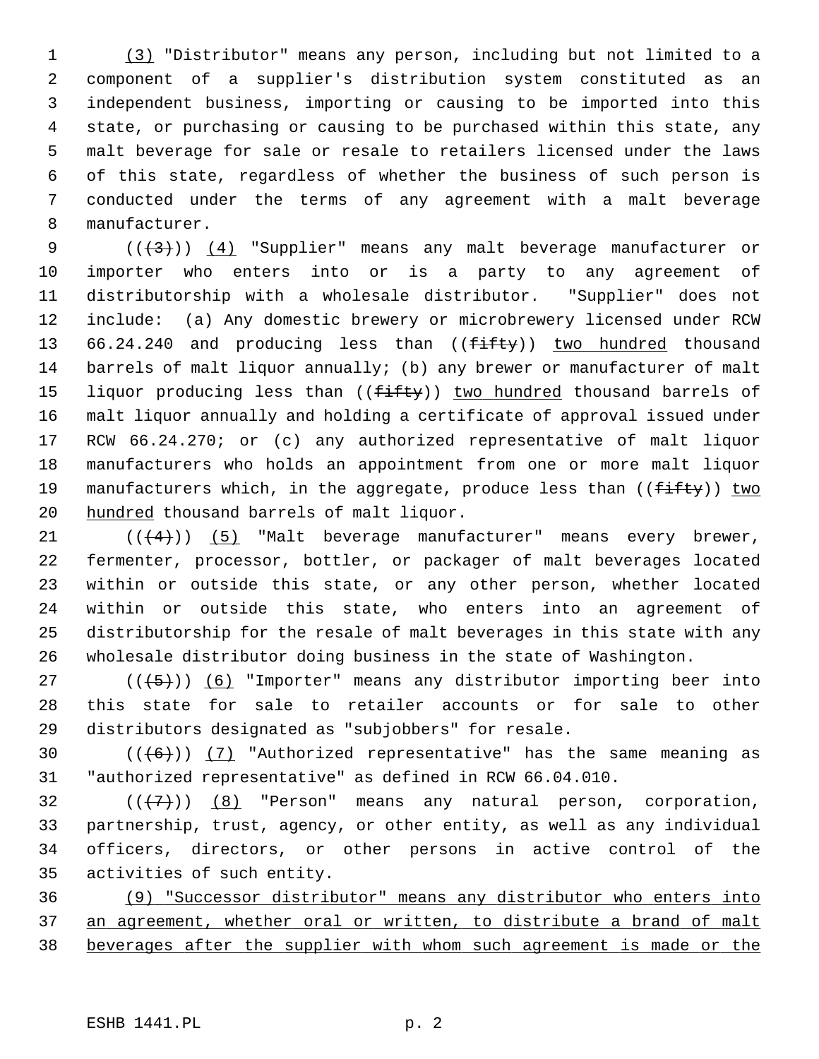(3) "Distributor" means any person, including but not limited to a component of a supplier's distribution system constituted as an independent business, importing or causing to be imported into this state, or purchasing or causing to be purchased within this state, any malt beverage for sale or resale to retailers licensed under the laws of this state, regardless of whether the business of such person is conducted under the terms of any agreement with a malt beverage manufacturer.

(((3))) (4) "Supplier" means any malt beverage manufacturer or importer who enters into or is a party to any agreement of distributorship with a wholesale distributor. "Supplier" does not include: (a) Any domestic brewery or microbrewery licensed under RCW 66.24.240 and producing less than ((~~fifty~~)) two hundred thousand barrels of malt liquor annually; (b) any brewer or manufacturer of malt liquor producing less than ((~~fifty~~)) two hundred thousand barrels of malt liquor annually and holding a certificate of approval issued under RCW 66.24.270; or (c) any authorized representative of malt liquor manufacturers who holds an appointment from one or more malt liquor manufacturers which, in the aggregate, produce less than ((~~fifty~~)) two hundred thousand barrels of malt liquor.

(((4))) (5) "Malt beverage manufacturer" means every brewer, fermenter, processor, bottler, or packager of malt beverages located within or outside this state, or any other person, whether located within or outside this state, who enters into an agreement of distributorship for the resale of malt beverages in this state with any wholesale distributor doing business in the state of Washington.

(((5))) (6) "Importer" means any distributor importing beer into this state for sale to retailer accounts or for sale to other distributors designated as "subjobbers" for resale.

(((6))) (7) "Authorized representative" has the same meaning as "authorized representative" as defined in RCW 66.04.010.

(((7))) (8) "Person" means any natural person, corporation, partnership, trust, agency, or other entity, as well as any individual officers, directors, or other persons in active control of the activities of such entity.

(9) "Successor distributor" means any distributor who enters into an agreement, whether oral or written, to distribute a brand of malt beverages after the supplier with whom such agreement is made or the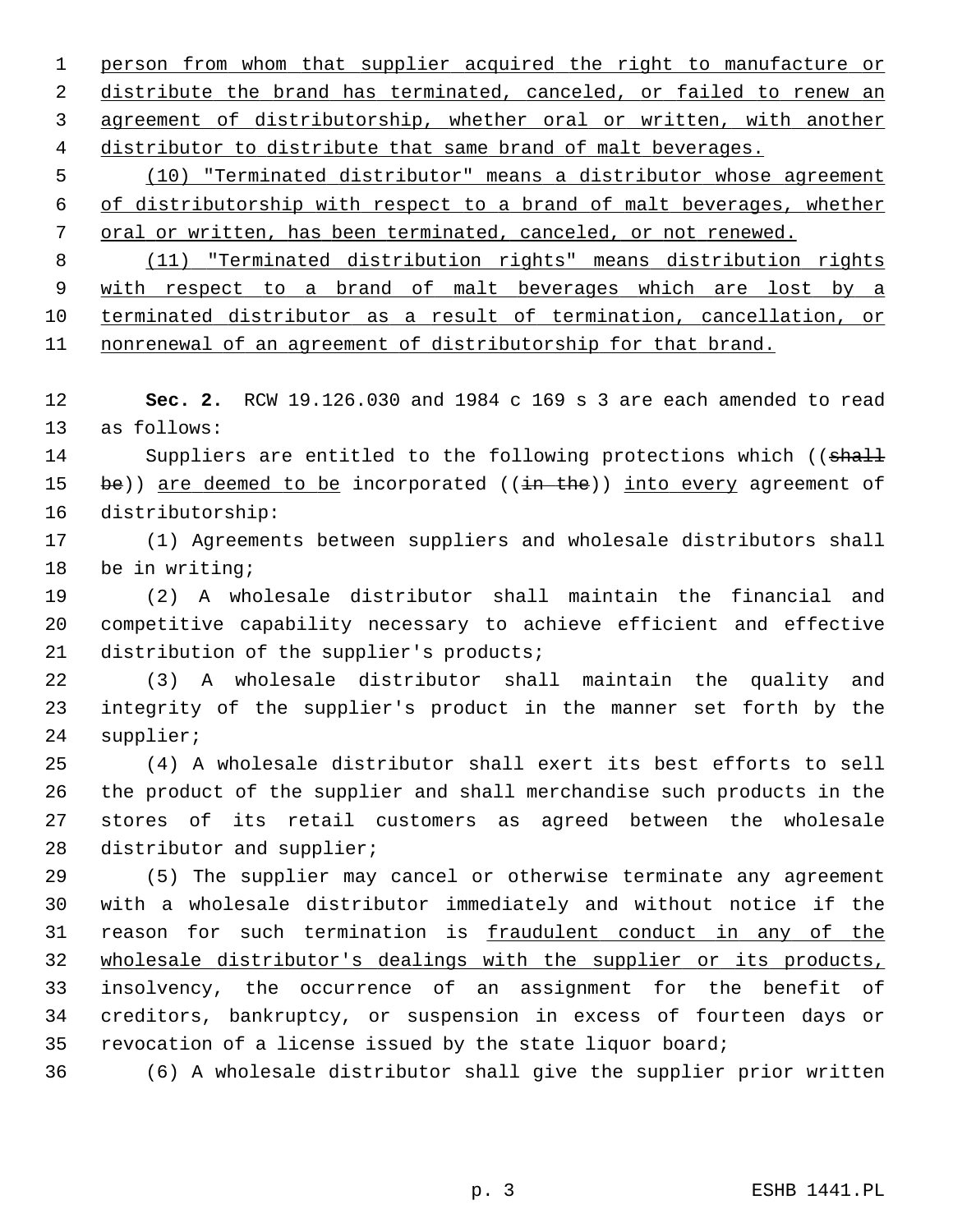person from whom that supplier acquired the right to manufacture or distribute the brand has terminated, canceled, or failed to renew an agreement of distributorship, whether oral or written, with another distributor to distribute that same brand of malt beverages.

(10) "Terminated distributor" means a distributor whose agreement of distributorship with respect to a brand of malt beverages, whether oral or written, has been terminated, canceled, or not renewed.

(11) "Terminated distribution rights" means distribution rights with respect to a brand of malt beverages which are lost by a terminated distributor as a result of termination, cancellation, or nonrenewal of an agreement of distributorship for that brand.

**Sec. 2.** RCW 19.126.030 and 1984 c 169 s 3 are each amended to read as follows:

Suppliers are entitled to the following protections which ((~~shall be~~)) are deemed to be incorporated ((~~in the~~)) into every agreement of distributorship:

(1) Agreements between suppliers and wholesale distributors shall be in writing;

(2) A wholesale distributor shall maintain the financial and competitive capability necessary to achieve efficient and effective distribution of the supplier's products;

(3) A wholesale distributor shall maintain the quality and integrity of the supplier's product in the manner set forth by the supplier;

(4) A wholesale distributor shall exert its best efforts to sell the product of the supplier and shall merchandise such products in the stores of its retail customers as agreed between the wholesale distributor and supplier;

(5) The supplier may cancel or otherwise terminate any agreement with a wholesale distributor immediately and without notice if the reason for such termination is fraudulent conduct in any of the wholesale distributor's dealings with the supplier or its products, insolvency, the occurrence of an assignment for the benefit of creditors, bankruptcy, or suspension in excess of fourteen days or revocation of a license issued by the state liquor board;

(6) A wholesale distributor shall give the supplier prior written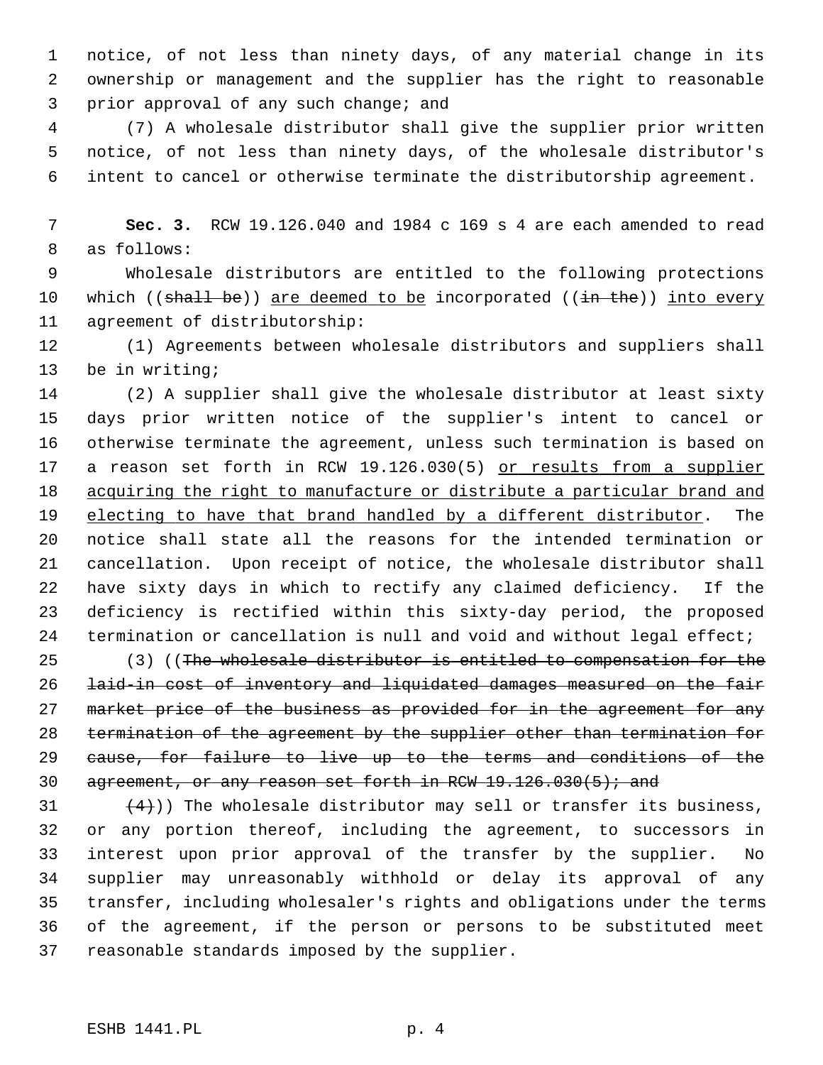notice, of not less than ninety days, of any material change in its ownership or management and the supplier has the right to reasonable prior approval of any such change; and

(7) A wholesale distributor shall give the supplier prior written notice, of not less than ninety days, of the wholesale distributor's intent to cancel or otherwise terminate the distributorship agreement.

**Sec. 3.** RCW 19.126.040 and 1984 c 169 s 4 are each amended to read as follows:

Wholesale distributors are entitled to the following protections which ((~~shall be~~)) <u>are deemed to be</u> incorporated ((~~in the~~)) <u>into every</u> agreement of distributorship:

(1) Agreements between wholesale distributors and suppliers shall be in writing;

(2) A supplier shall give the wholesale distributor at least sixty days prior written notice of the supplier's intent to cancel or otherwise terminate the agreement, unless such termination is based on a reason set forth in RCW 19.126.030(5) <u>or results from a supplier acquiring the right to manufacture or distribute a particular brand and electing to have that brand handled by a different distributor</u>. The notice shall state all the reasons for the intended termination or cancellation. Upon receipt of notice, the wholesale distributor shall have sixty days in which to rectify any claimed deficiency. If the deficiency is rectified within this sixty-day period, the proposed termination or cancellation is null and void and without legal effect;

(3) ((~~The wholesale distributor is entitled to compensation for the laid-in cost of inventory and liquidated damages measured on the fair market price of the business as provided for in the agreement for any termination of the agreement by the supplier other than termination for cause, for failure to live up to the terms and conditions of the agreement, or any reason set forth in RCW 19.126.030(5); and~~

~~(4)~~)) The wholesale distributor may sell or transfer its business, or any portion thereof, including the agreement, to successors in interest upon prior approval of the transfer by the supplier. No supplier may unreasonably withhold or delay its approval of any transfer, including wholesaler's rights and obligations under the terms of the agreement, if the person or persons to be substituted meet reasonable standards imposed by the supplier.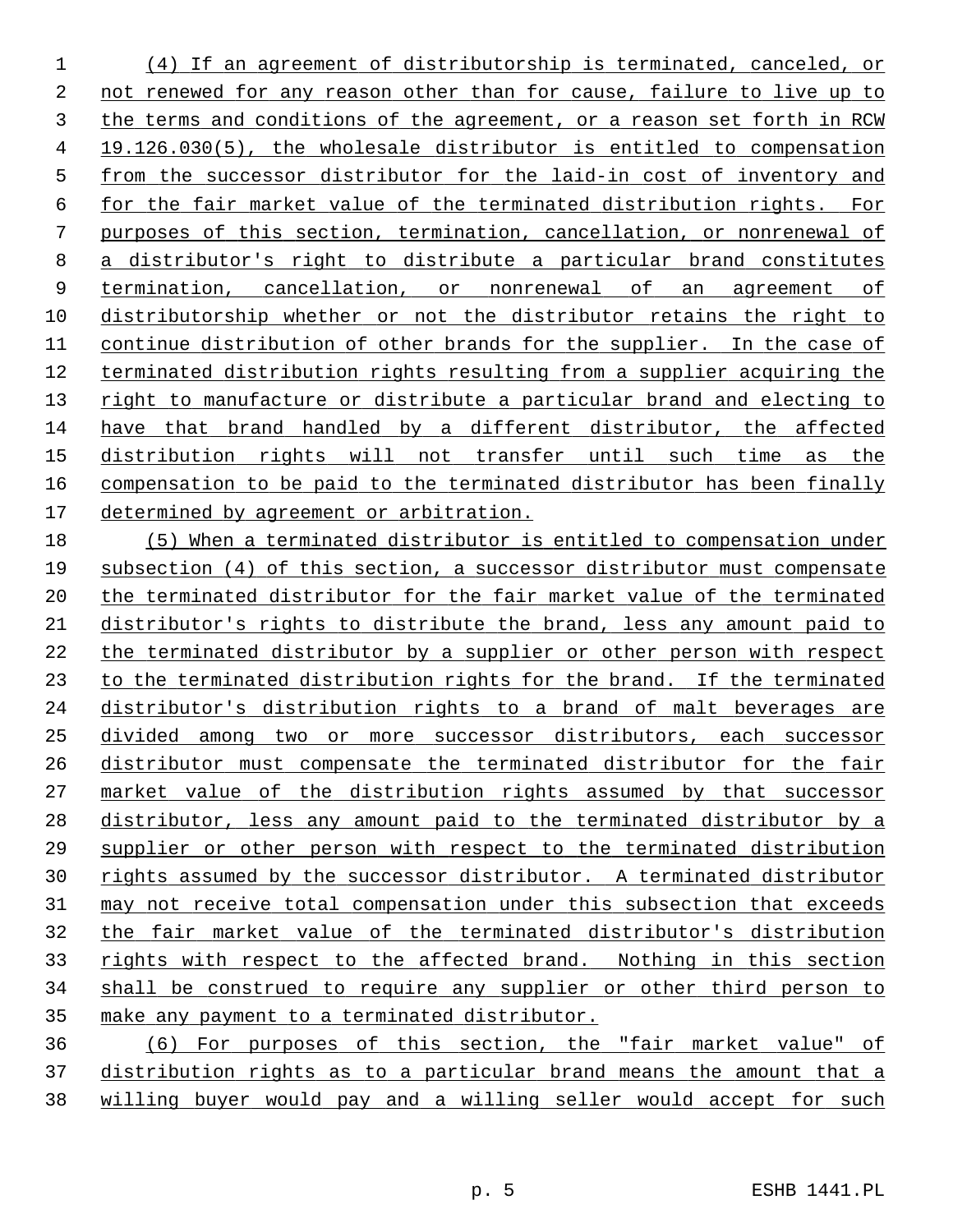(4) If an agreement of distributorship is terminated, canceled, or not renewed for any reason other than for cause, failure to live up to the terms and conditions of the agreement, or a reason set forth in RCW 19.126.030(5), the wholesale distributor is entitled to compensation from the successor distributor for the laid-in cost of inventory and for the fair market value of the terminated distribution rights. For purposes of this section, termination, cancellation, or nonrenewal of a distributor's right to distribute a particular brand constitutes termination, cancellation, or nonrenewal of an agreement of distributorship whether or not the distributor retains the right to continue distribution of other brands for the supplier. In the case of terminated distribution rights resulting from a supplier acquiring the right to manufacture or distribute a particular brand and electing to have that brand handled by a different distributor, the affected distribution rights will not transfer until such time as the compensation to be paid to the terminated distributor has been finally determined by agreement or arbitration.

(5) When a terminated distributor is entitled to compensation under subsection (4) of this section, a successor distributor must compensate the terminated distributor for the fair market value of the terminated distributor's rights to distribute the brand, less any amount paid to the terminated distributor by a supplier or other person with respect to the terminated distribution rights for the brand. If the terminated distributor's distribution rights to a brand of malt beverages are divided among two or more successor distributors, each successor distributor must compensate the terminated distributor for the fair market value of the distribution rights assumed by that successor distributor, less any amount paid to the terminated distributor by a supplier or other person with respect to the terminated distribution rights assumed by the successor distributor. A terminated distributor may not receive total compensation under this subsection that exceeds the fair market value of the terminated distributor's distribution rights with respect to the affected brand. Nothing in this section shall be construed to require any supplier or other third person to make any payment to a terminated distributor.

(6) For purposes of this section, the "fair market value" of distribution rights as to a particular brand means the amount that a willing buyer would pay and a willing seller would accept for such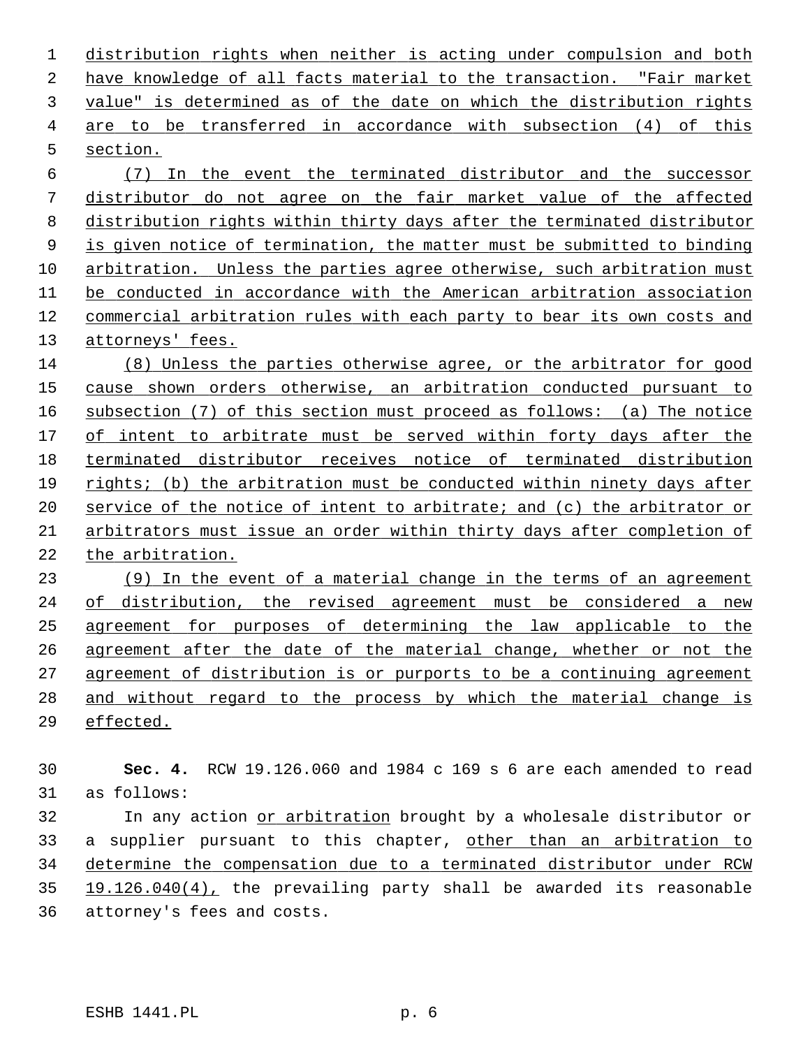distribution rights when neither is acting under compulsion and both have knowledge of all facts material to the transaction. "Fair market value" is determined as of the date on which the distribution rights are to be transferred in accordance with subsection (4) of this section.

(7) In the event the terminated distributor and the successor distributor do not agree on the fair market value of the affected distribution rights within thirty days after the terminated distributor is given notice of termination, the matter must be submitted to binding arbitration. Unless the parties agree otherwise, such arbitration must be conducted in accordance with the American arbitration association commercial arbitration rules with each party to bear its own costs and attorneys' fees.

(8) Unless the parties otherwise agree, or the arbitrator for good cause shown orders otherwise, an arbitration conducted pursuant to subsection (7) of this section must proceed as follows: (a) The notice of intent to arbitrate must be served within forty days after the terminated distributor receives notice of terminated distribution rights; (b) the arbitration must be conducted within ninety days after service of the notice of intent to arbitrate; and (c) the arbitrator or arbitrators must issue an order within thirty days after completion of the arbitration.

(9) In the event of a material change in the terms of an agreement of distribution, the revised agreement must be considered a new agreement for purposes of determining the law applicable to the agreement after the date of the material change, whether or not the agreement of distribution is or purports to be a continuing agreement and without regard to the process by which the material change is effected.

**Sec. 4.** RCW 19.126.060 and 1984 c 169 s 6 are each amended to read as follows:

In any action or arbitration brought by a wholesale distributor or a supplier pursuant to this chapter, other than an arbitration to determine the compensation due to a terminated distributor under RCW 19.126.040(4), the prevailing party shall be awarded its reasonable attorney's fees and costs.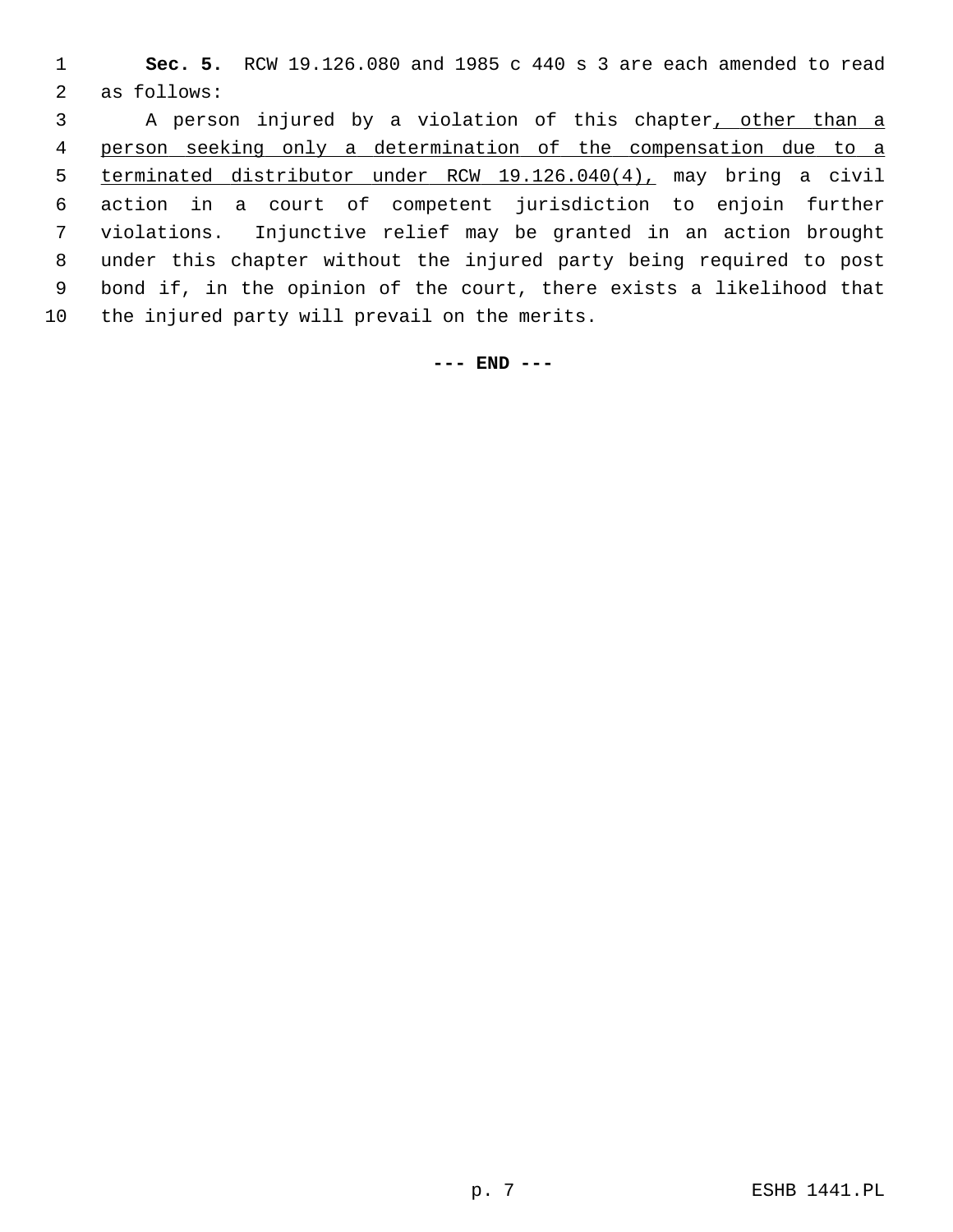**Sec. 5.** RCW 19.126.080 and 1985 c 440 s 3 are each amended to read as follows:

A person injured by a violation of this chapter<u>, other than a person seeking only a determination of the compensation due to a terminated distributor under RCW 19.126.040(4),</u> may bring a civil action in a court of competent jurisdiction to enjoin further violations. Injunctive relief may be granted in an action brought under this chapter without the injured party being required to post bond if, in the opinion of the court, there exists a likelihood that the injured party will prevail on the merits.

**--- END ---**